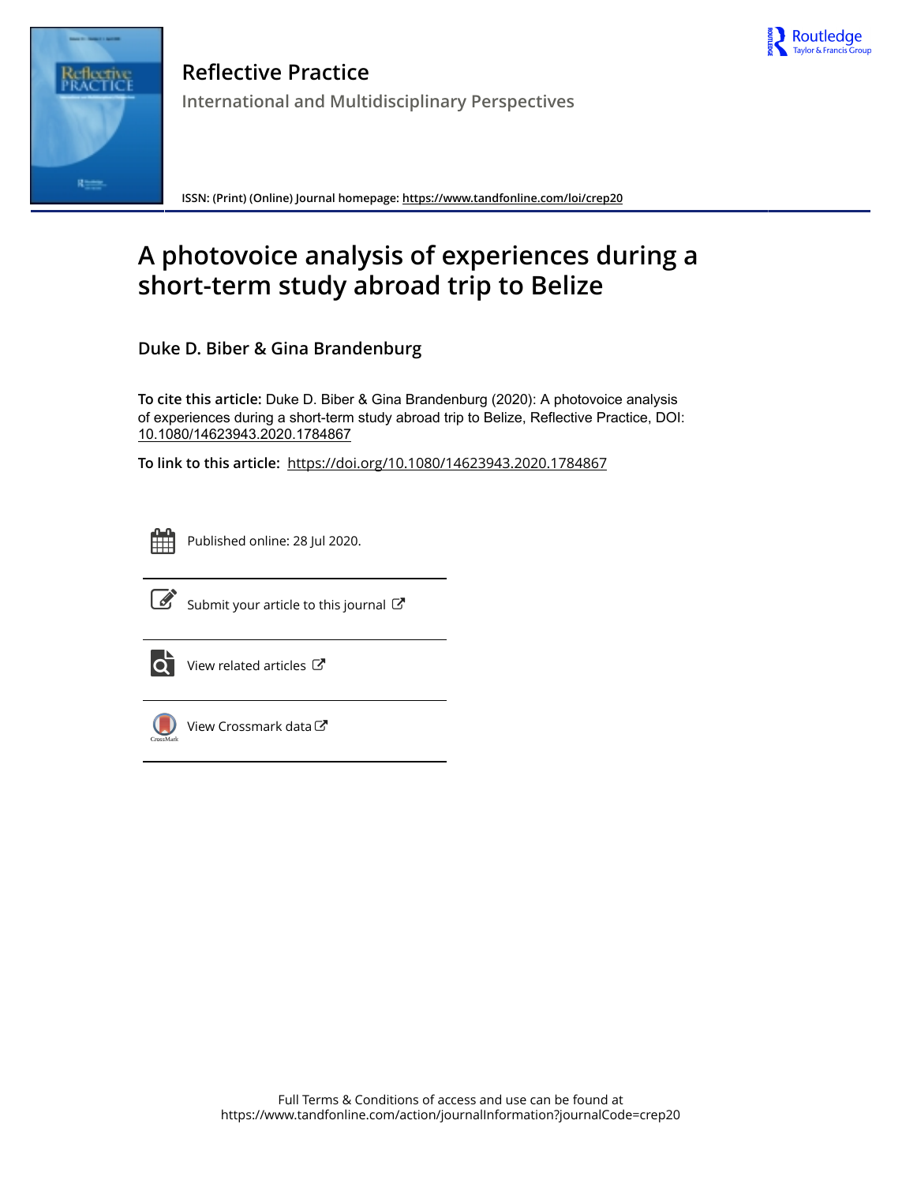# Reflective Practice

International and Multidisciplinary Perspectives

ISSN: (Print) (Online) Journal homepage: https://www.tandfonline.com/loi/crep20

# A photovoice analysis of experiences during a short-term study abroad trip to Belize

**Duke D. Biber & Gina Brandenburg**

**To cite this article:** Duke D. Biber & Gina Brandenburg (2020): A photovoice analysis of experiences during a short-term study abroad trip to Belize, Reflective Practice, DOI: 10.1080/14623943.2020.1784867

**To link to this article:** https://doi.org/10.1080/14623943.2020.1784867

Published online: 28 Jul 2020.

Submit your article to this journal

View related articles

View Crossmark data

Full Terms & Conditions of access and use can be found at https://www.tandfonline.com/action/journalInformation?journalCode=crep20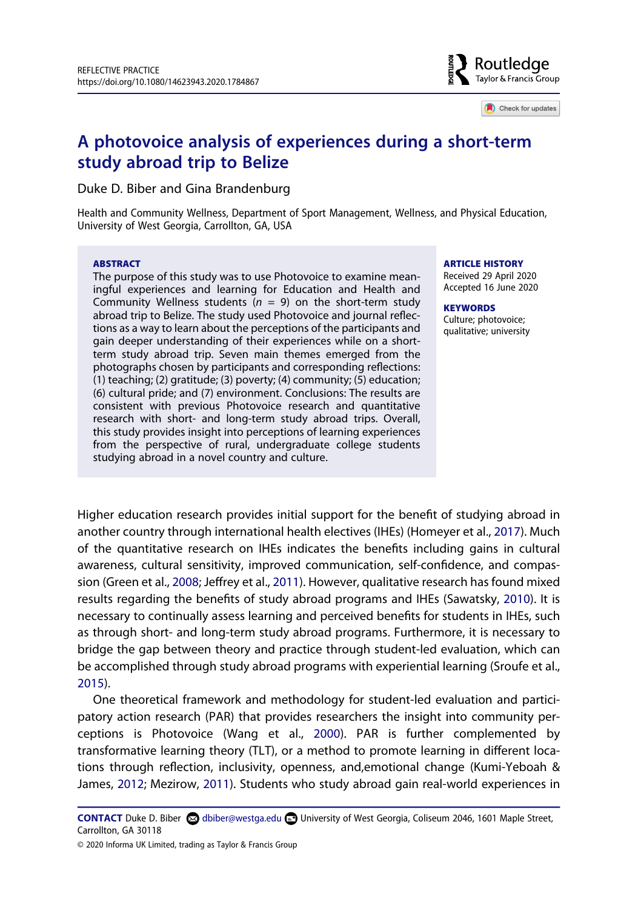# A photovoice analysis of experiences during a short-term study abroad trip to Belize

Duke D. Biber and Gina Brandenburg

Health and Community Wellness, Department of Sport Management, Wellness, and Physical Education, University of West Georgia, Carrollton, GA, USA

**ABSTRACT**

The purpose of this study was to use Photovoice to examine meaningful experiences and learning for Education and Health and Community Wellness students (*n* = 9) on the short-term study abroad trip to Belize. The study used Photovoice and journal reflections as a way to learn about the perceptions of the participants and gain deeper understanding of their experiences while on a short-term study abroad trip. Seven main themes emerged from the photographs chosen by participants and corresponding reflections: (1) teaching; (2) gratitude; (3) poverty; (4) community; (5) education; (6) cultural pride; and (7) environment. Conclusions: The results are consistent with previous Photovoice research and quantitative research with short- and long-term study abroad trips. Overall, this study provides insight into perceptions of learning experiences from the perspective of rural, undergraduate college students studying abroad in a novel country and culture.

**ARTICLE HISTORY**

Received 29 April 2020
Accepted 16 June 2020

**KEYWORDS**

Culture; photovoice; qualitative; university

Higher education research provides initial support for the benefit of studying abroad in another country through international health electives (IHEs) (Homeyer et al., 2017). Much of the quantitative research on IHEs indicates the benefits including gains in cultural awareness, cultural sensitivity, improved communication, self-confidence, and compassion (Green et al., 2008; Jeffrey et al., 2011). However, qualitative research has found mixed results regarding the benefits of study abroad programs and IHEs (Sawatsky, 2010). It is necessary to continually assess learning and perceived benefits for students in IHEs, such as through short- and long-term study abroad programs. Furthermore, it is necessary to bridge the gap between theory and practice through student-led evaluation, which can be accomplished through study abroad programs with experiential learning (Sroufe et al., 2015).

One theoretical framework and methodology for student-led evaluation and participatory action research (PAR) that provides researchers the insight into community perceptions is Photovoice (Wang et al., 2000). PAR is further complemented by transformative learning theory (TLT), or a method to promote learning in different locations through reflection, inclusivity, openness, and,emotional change (Kumi-Yeboah & James, 2012; Mezirow, 2011). Students who study abroad gain real-world experiences in

**CONTACT** Duke D. Biber dbiber@westga.edu University of West Georgia, Coliseum 2046, 1601 Maple Street, Carrollton, GA 30118

© 2020 Informa UK Limited, trading as Taylor & Francis Group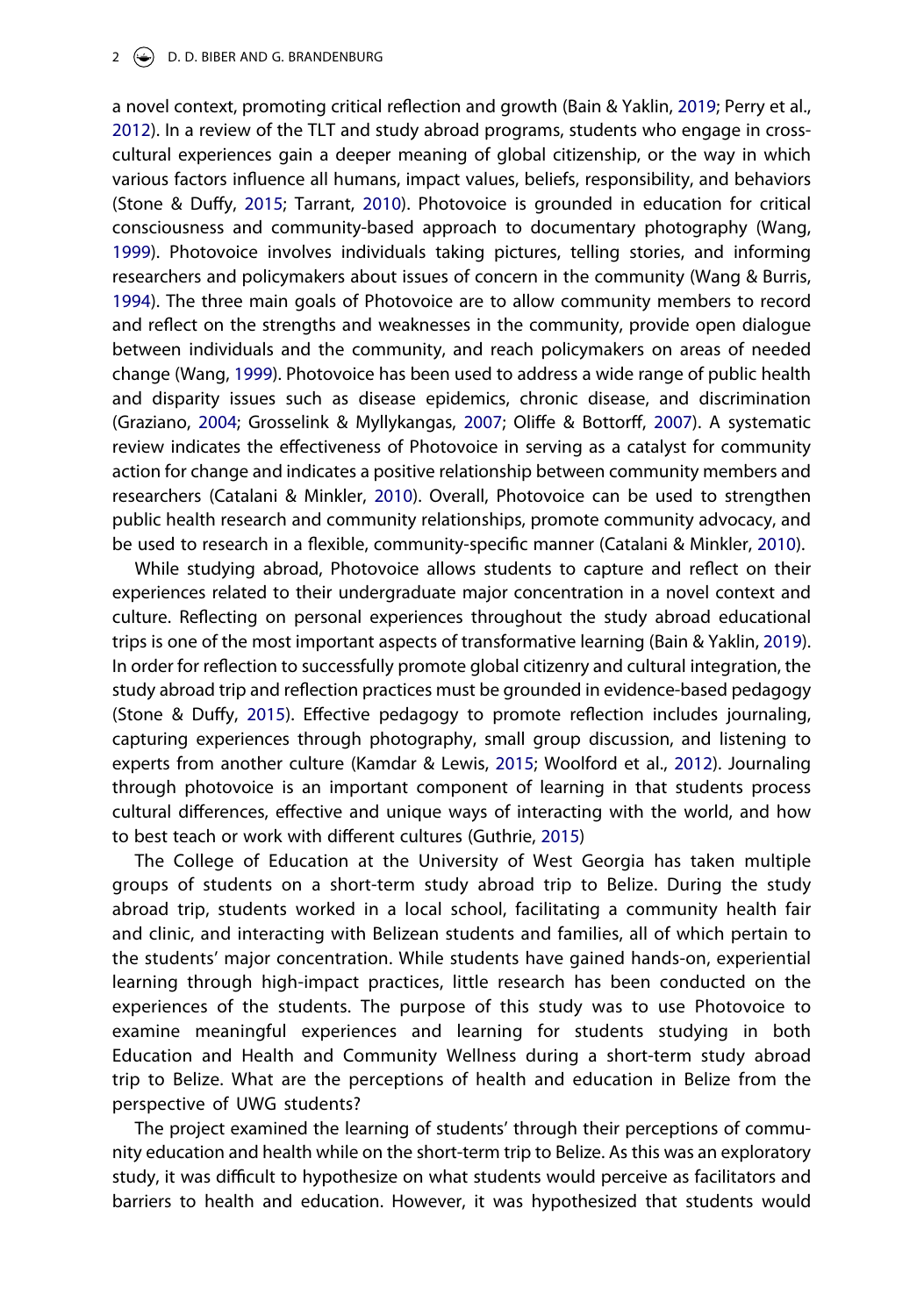a novel context, promoting critical reflection and growth (Bain & Yaklin, 2019; Perry et al., 2012). In a review of the TLT and study abroad programs, students who engage in cross-cultural experiences gain a deeper meaning of global citizenship, or the way in which various factors influence all humans, impact values, beliefs, responsibility, and behaviors (Stone & Duffy, 2015; Tarrant, 2010). Photovoice is grounded in education for critical consciousness and community-based approach to documentary photography (Wang, 1999). Photovoice involves individuals taking pictures, telling stories, and informing researchers and policymakers about issues of concern in the community (Wang & Burris, 1994). The three main goals of Photovoice are to allow community members to record and reflect on the strengths and weaknesses in the community, provide open dialogue between individuals and the community, and reach policymakers on areas of needed change (Wang, 1999). Photovoice has been used to address a wide range of public health and disparity issues such as disease epidemics, chronic disease, and discrimination (Graziano, 2004; Grosselink & Myllykangas, 2007; Oliffe & Bottorff, 2007). A systematic review indicates the effectiveness of Photovoice in serving as a catalyst for community action for change and indicates a positive relationship between community members and researchers (Catalani & Minkler, 2010). Overall, Photovoice can be used to strengthen public health research and community relationships, promote community advocacy, and be used to research in a flexible, community-specific manner (Catalani & Minkler, 2010).

While studying abroad, Photovoice allows students to capture and reflect on their experiences related to their undergraduate major concentration in a novel context and culture. Reflecting on personal experiences throughout the study abroad educational trips is one of the most important aspects of transformative learning (Bain & Yaklin, 2019). In order for reflection to successfully promote global citizenry and cultural integration, the study abroad trip and reflection practices must be grounded in evidence-based pedagogy (Stone & Duffy, 2015). Effective pedagogy to promote reflection includes journaling, capturing experiences through photography, small group discussion, and listening to experts from another culture (Kamdar & Lewis, 2015; Woolford et al., 2012). Journaling through photovoice is an important component of learning in that students process cultural differences, effective and unique ways of interacting with the world, and how to best teach or work with different cultures (Guthrie, 2015)

The College of Education at the University of West Georgia has taken multiple groups of students on a short-term study abroad trip to Belize. During the study abroad trip, students worked in a local school, facilitating a community health fair and clinic, and interacting with Belizean students and families, all of which pertain to the students' major concentration. While students have gained hands-on, experiential learning through high-impact practices, little research has been conducted on the experiences of the students. The purpose of this study was to use Photovoice to examine meaningful experiences and learning for students studying in both Education and Health and Community Wellness during a short-term study abroad trip to Belize. What are the perceptions of health and education in Belize from the perspective of UWG students?

The project examined the learning of students' through their perceptions of community education and health while on the short-term trip to Belize. As this was an exploratory study, it was difficult to hypothesize on what students would perceive as facilitators and barriers to health and education. However, it was hypothesized that students would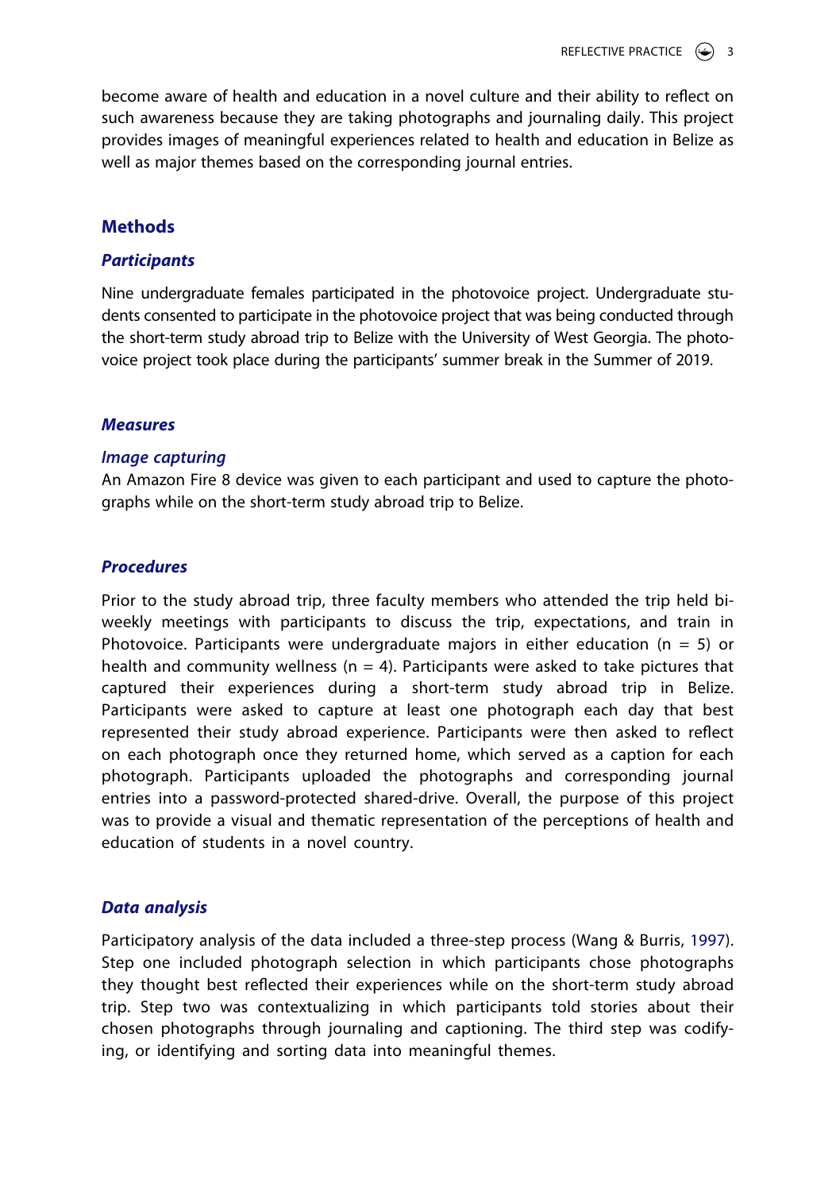become aware of health and education in a novel culture and their ability to reflect on such awareness because they are taking photographs and journaling daily. This project provides images of meaningful experiences related to health and education in Belize as well as major themes based on the corresponding journal entries.

## Methods

### *Participants*

Nine undergraduate females participated in the photovoice project. Undergraduate students consented to participate in the photovoice project that was being conducted through the short-term study abroad trip to Belize with the University of West Georgia. The photovoice project took place during the participants' summer break in the Summer of 2019.

### *Measures*

#### *Image capturing*

An Amazon Fire 8 device was given to each participant and used to capture the photographs while on the short-term study abroad trip to Belize.

### *Procedures*

Prior to the study abroad trip, three faculty members who attended the trip held bi-weekly meetings with participants to discuss the trip, expectations, and train in Photovoice. Participants were undergraduate majors in either education (n = 5) or health and community wellness (n = 4). Participants were asked to take pictures that captured their experiences during a short-term study abroad trip in Belize. Participants were asked to capture at least one photograph each day that best represented their study abroad experience. Participants were then asked to reflect on each photograph once they returned home, which served as a caption for each photograph. Participants uploaded the photographs and corresponding journal entries into a password-protected shared-drive. Overall, the purpose of this project was to provide a visual and thematic representation of the perceptions of health and education of students in a novel country.

### *Data analysis*

Participatory analysis of the data included a three-step process (Wang & Burris, 1997). Step one included photograph selection in which participants chose photographs they thought best reflected their experiences while on the short-term study abroad trip. Step two was contextualizing in which participants told stories about their chosen photographs through journaling and captioning. The third step was codifying, or identifying and sorting data into meaningful themes.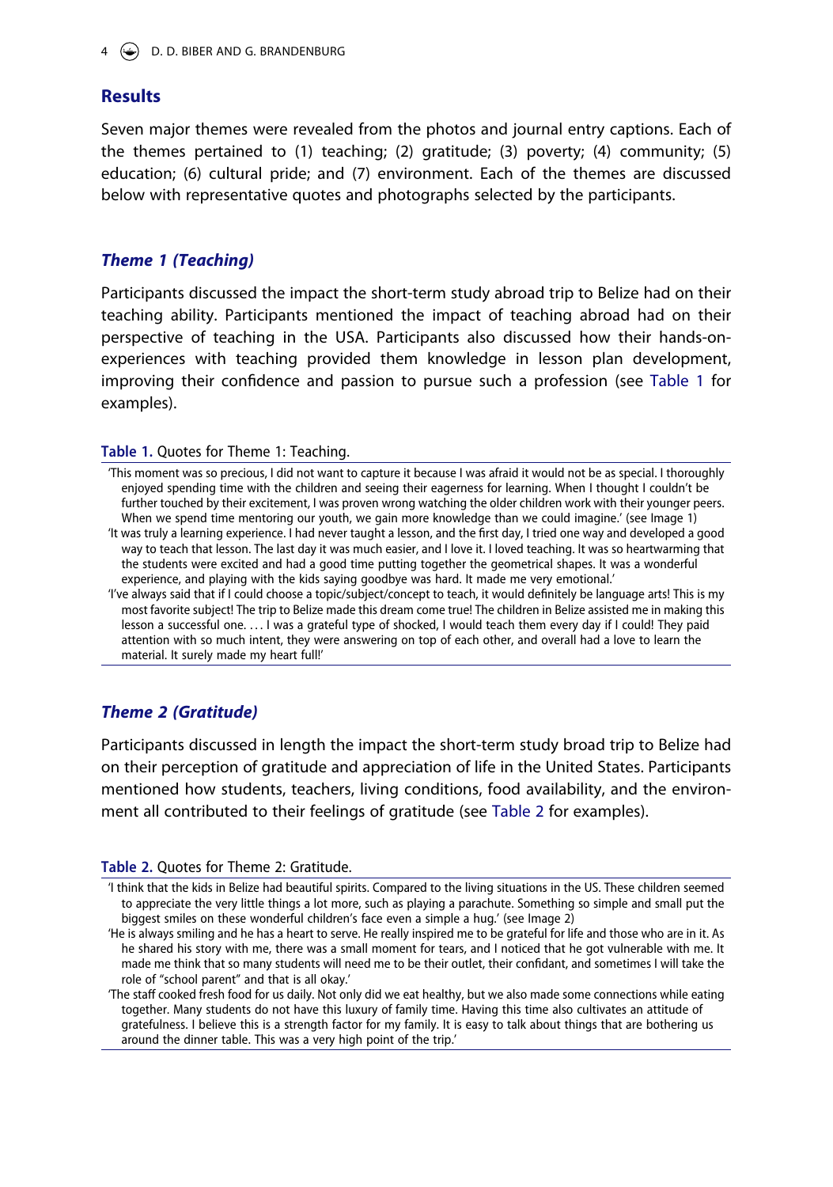## Results

Seven major themes were revealed from the photos and journal entry captions. Each of the themes pertained to (1) teaching; (2) gratitude; (3) poverty; (4) community; (5) education; (6) cultural pride; and (7) environment. Each of the themes are discussed below with representative quotes and photographs selected by the participants.

### *Theme 1 (Teaching)*

Participants discussed the impact the short-term study abroad trip to Belize had on their teaching ability. Participants mentioned the impact of teaching abroad had on their perspective of teaching in the USA. Participants also discussed how their hands-on-experiences with teaching provided them knowledge in lesson plan development, improving their confidence and passion to pursue such a profession (see Table 1 for examples).

**Table 1.** Quotes for Theme 1: Teaching.

| |
|---|
| 'This moment was so precious, I did not want to capture it because I was afraid it would not be as special. I thoroughly enjoyed spending time with the children and seeing their eagerness for learning. When I thought I couldn't be further touched by their excitement, I was proven wrong watching the older children work with their younger peers. When we spend time mentoring our youth, we gain more knowledge than we could imagine.' (see Image 1) |
| 'It was truly a learning experience. I had never taught a lesson, and the first day, I tried one way and developed a good way to teach that lesson. The last day it was much easier, and I love it. I loved teaching. It was so heartwarming that the students were excited and had a good time putting together the geometrical shapes. It was a wonderful experience, and playing with the kids saying goodbye was hard. It made me very emotional.' |
| 'I've always said that if I could choose a topic/subject/concept to teach, it would definitely be language arts! This is my most favorite subject! The trip to Belize made this dream come true! The children in Belize assisted me in making this lesson a successful one. … I was a grateful type of shocked, I would teach them every day if I could! They paid attention with so much intent, they were answering on top of each other, and overall had a love to learn the material. It surely made my heart full!' |

### *Theme 2 (Gratitude)*

Participants discussed in length the impact the short-term study broad trip to Belize had on their perception of gratitude and appreciation of life in the United States. Participants mentioned how students, teachers, living conditions, food availability, and the environment all contributed to their feelings of gratitude (see Table 2 for examples).

**Table 2.** Quotes for Theme 2: Gratitude.

| |
|---|
| 'I think that the kids in Belize had beautiful spirits. Compared to the living situations in the US. These children seemed to appreciate the very little things a lot more, such as playing a parachute. Something so simple and small put the biggest smiles on these wonderful children's face even a simple a hug.' (see Image 2) |
| 'He is always smiling and he has a heart to serve. He really inspired me to be grateful for life and those who are in it. As he shared his story with me, there was a small moment for tears, and I noticed that he got vulnerable with me. It made me think that so many students will need me to be their outlet, their confidant, and sometimes I will take the role of "school parent" and that is all okay.' |
| 'The staff cooked fresh food for us daily. Not only did we eat healthy, but we also made some connections while eating together. Many students do not have this luxury of family time. Having this time also cultivates an attitude of gratefulness. I believe this is a strength factor for my family. It is easy to talk about things that are bothering us around the dinner table. This was a very high point of the trip.' |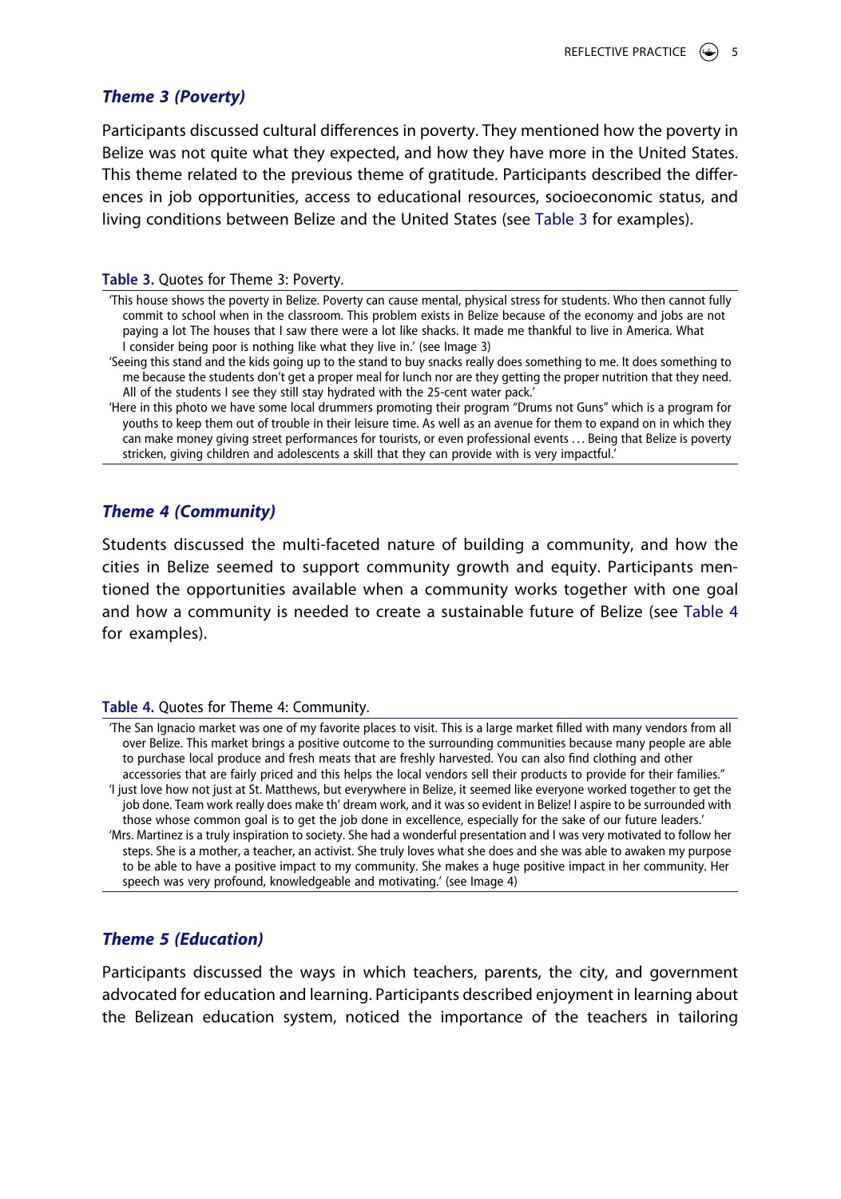### *Theme 3 (Poverty)*

Participants discussed cultural differences in poverty. They mentioned how the poverty in Belize was not quite what they expected, and how they have more in the United States. This theme related to the previous theme of gratitude. Participants described the differences in job opportunities, access to educational resources, socioeconomic status, and living conditions between Belize and the United States (see Table 3 for examples).

**Table 3.** Quotes for Theme 3: Poverty.

| |
|---|
| 'This house shows the poverty in Belize. Poverty can cause mental, physical stress for students. Who then cannot fully commit to school when in the classroom. This problem exists in Belize because of the economy and jobs are not paying a lot The houses that I saw there were a lot like shacks. It made me thankful to live in America. What I consider being poor is nothing like what they live in.' (see Image 3) |
| 'Seeing this stand and the kids going up to the stand to buy snacks really does something to me. It does something to me because the students don't get a proper meal for lunch nor are they getting the proper nutrition that they need. All of the students I see they still stay hydrated with the 25-cent water pack.' |
| 'Here in this photo we have some local drummers promoting their program "Drums not Guns" which is a program for youths to keep them out of trouble in their leisure time. As well as an avenue for them to expand on in which they can make money giving street performances for tourists, or even professional events … Being that Belize is poverty stricken, giving children and adolescents a skill that they can provide with is very impactful.' |

### *Theme 4 (Community)*

Students discussed the multi-faceted nature of building a community, and how the cities in Belize seemed to support community growth and equity. Participants mentioned the opportunities available when a community works together with one goal and how a community is needed to create a sustainable future of Belize (see Table 4 for examples).

**Table 4.** Quotes for Theme 4: Community.

| |
|---|
| 'The San Ignacio market was one of my favorite places to visit. This is a large market filled with many vendors from all over Belize. This market brings a positive outcome to the surrounding communities because many people are able to purchase local produce and fresh meats that are freshly harvested. You can also find clothing and other accessories that are fairly priced and this helps the local vendors sell their products to provide for their families." |
| 'I just love how not just at St. Matthews, but everywhere in Belize, it seemed like everyone worked together to get the job done. Team work really does make th' dream work, and it was so evident in Belize! I aspire to be surrounded with those whose common goal is to get the job done in excellence, especially for the sake of our future leaders.' |
| 'Mrs. Martinez is a truly inspiration to society. She had a wonderful presentation and I was very motivated to follow her steps. She is a mother, a teacher, an activist. She truly loves what she does and she was able to awaken my purpose to be able to have a positive impact to my community. She makes a huge positive impact in her community. Her speech was very profound, knowledgeable and motivating.' (see Image 4) |

### *Theme 5 (Education)*

Participants discussed the ways in which teachers, parents, the city, and government advocated for education and learning. Participants described enjoyment in learning about the Belizean education system, noticed the importance of the teachers in tailoring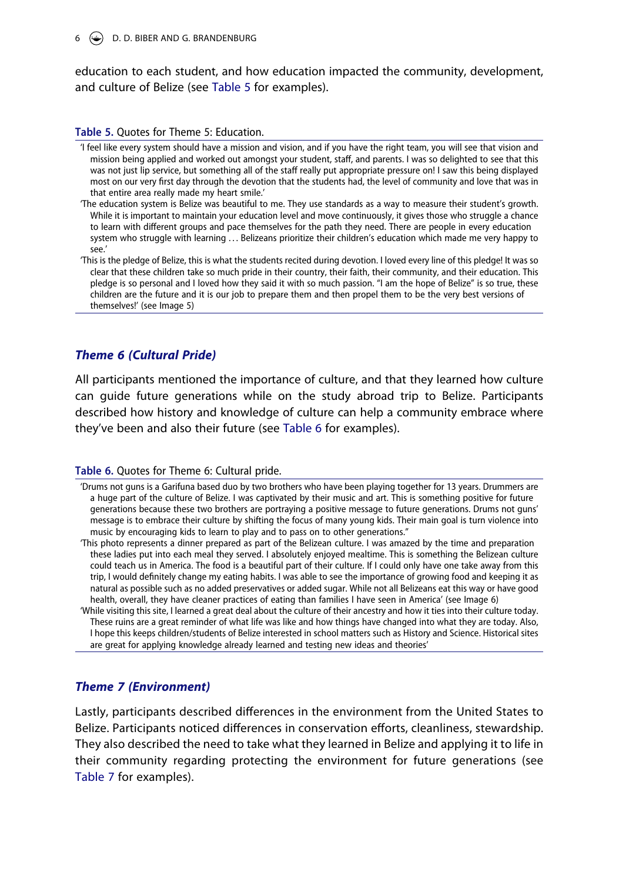education to each student, and how education impacted the community, development, and culture of Belize (see Table 5 for examples).

**Table 5.** Quotes for Theme 5: Education.

| |
|---|
| 'I feel like every system should have a mission and vision, and if you have the right team, you will see that vision and mission being applied and worked out amongst your student, staff, and parents. I was so delighted to see that this was not just lip service, but something all of the staff really put appropriate pressure on! I saw this being displayed most on our very first day through the devotion that the students had, the level of community and love that was in that entire area really made my heart smile.' |
| 'The education system is Belize was beautiful to me. They use standards as a way to measure their student's growth. While it is important to maintain your education level and move continuously, it gives those who struggle a chance to learn with different groups and pace themselves for the path they need. There are people in every education system who struggle with learning … Belizeans prioritize their children's education which made me very happy to see.' |
| 'This is the pledge of Belize, this is what the students recited during devotion. I loved every line of this pledge! It was so clear that these children take so much pride in their country, their faith, their community, and their education. This pledge is so personal and I loved how they said it with so much passion. "I am the hope of Belize" is so true, these children are the future and it is our job to prepare them and then propel them to be the very best versions of themselves!' (see Image 5) |

### *Theme 6 (Cultural Pride)*

All participants mentioned the importance of culture, and that they learned how culture can guide future generations while on the study abroad trip to Belize. Participants described how history and knowledge of culture can help a community embrace where they've been and also their future (see Table 6 for examples).

**Table 6.** Quotes for Theme 6: Cultural pride.

| |
|---|
| 'Drums not guns is a Garifuna based duo by two brothers who have been playing together for 13 years. Drummers are a huge part of the culture of Belize. I was captivated by their music and art. This is something positive for future generations because these two brothers are portraying a positive message to future generations. Drums not guns' message is to embrace their culture by shifting the focus of many young kids. Their main goal is turn violence into music by encouraging kids to learn to play and to pass on to other generations." |
| 'This photo represents a dinner prepared as part of the Belizean culture. I was amazed by the time and preparation these ladies put into each meal they served. I absolutely enjoyed mealtime. This is something the Belizean culture could teach us in America. The food is a beautiful part of their culture. If I could only have one take away from this trip, I would definitely change my eating habits. I was able to see the importance of growing food and keeping it as natural as possible such as no added preservatives or added sugar. While not all Belizeans eat this way or have good health, overall, they have cleaner practices of eating than families I have seen in America' (see Image 6) |
| 'While visiting this site, I learned a great deal about the culture of their ancestry and how it ties into their culture today. These ruins are a great reminder of what life was like and how things have changed into what they are today. Also, I hope this keeps children/students of Belize interested in school matters such as History and Science. Historical sites are great for applying knowledge already learned and testing new ideas and theories' |

### *Theme 7 (Environment)*

Lastly, participants described differences in the environment from the United States to Belize. Participants noticed differences in conservation efforts, cleanliness, stewardship. They also described the need to take what they learned in Belize and applying it to life in their community regarding protecting the environment for future generations (see Table 7 for examples).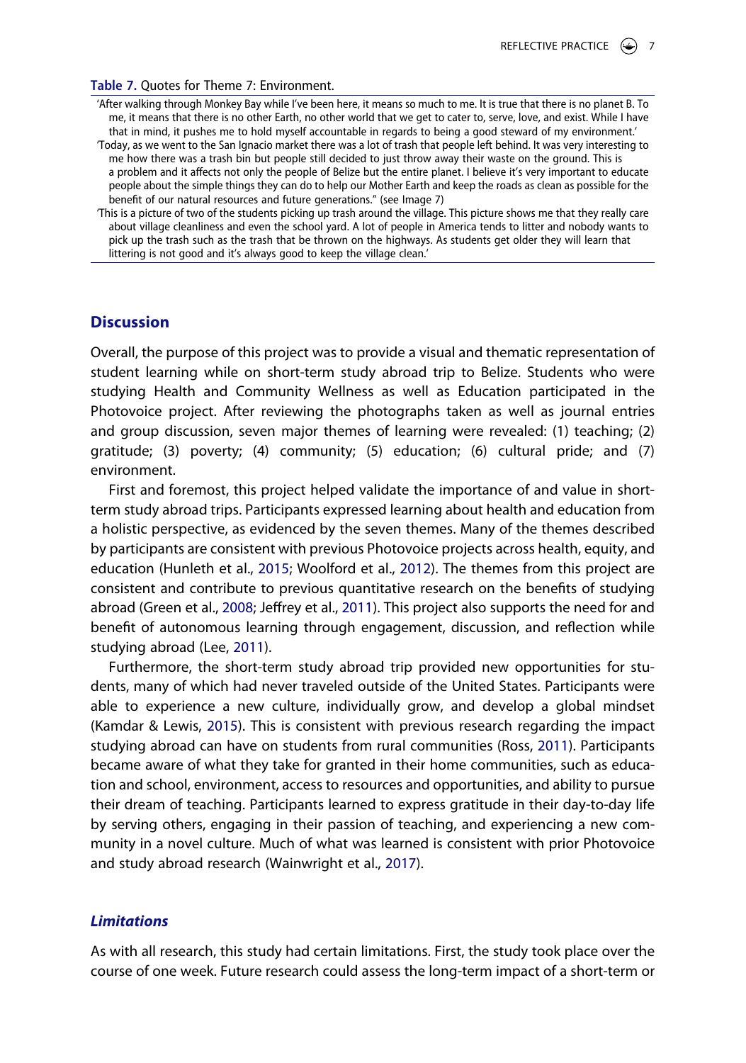**Table 7.** Quotes for Theme 7: Environment.

| |
|---|
| 'After walking through Monkey Bay while I've been here, it means so much to me. It is true that there is no planet B. To me, it means that there is no other Earth, no other world that we get to cater to, serve, love, and exist. While I have that in mind, it pushes me to hold myself accountable in regards to being a good steward of my environment.' |
| 'Today, as we went to the San Ignacio market there was a lot of trash that people left behind. It was very interesting to me how there was a trash bin but people still decided to just throw away their waste on the ground. This is a problem and it affects not only the people of Belize but the entire planet. I believe it's very important to educate people about the simple things they can do to help our Mother Earth and keep the roads as clean as possible for the benefit of our natural resources and future generations." (see Image 7) |
| 'This is a picture of two of the students picking up trash around the village. This picture shows me that they really care about village cleanliness and even the school yard. A lot of people in America tends to litter and nobody wants to pick up the trash such as the trash that be thrown on the highways. As students get older they will learn that littering is not good and it's always good to keep the village clean.' |

## Discussion

Overall, the purpose of this project was to provide a visual and thematic representation of student learning while on short-term study abroad trip to Belize. Students who were studying Health and Community Wellness as well as Education participated in the Photovoice project. After reviewing the photographs taken as well as journal entries and group discussion, seven major themes of learning were revealed: (1) teaching; (2) gratitude; (3) poverty; (4) community; (5) education; (6) cultural pride; and (7) environment.

First and foremost, this project helped validate the importance of and value in short-term study abroad trips. Participants expressed learning about health and education from a holistic perspective, as evidenced by the seven themes. Many of the themes described by participants are consistent with previous Photovoice projects across health, equity, and education (Hunleth et al., 2015; Woolford et al., 2012). The themes from this project are consistent and contribute to previous quantitative research on the benefits of studying abroad (Green et al., 2008; Jeffrey et al., 2011). This project also supports the need for and benefit of autonomous learning through engagement, discussion, and reflection while studying abroad (Lee, 2011).

Furthermore, the short-term study abroad trip provided new opportunities for students, many of which had never traveled outside of the United States. Participants were able to experience a new culture, individually grow, and develop a global mindset (Kamdar & Lewis, 2015). This is consistent with previous research regarding the impact studying abroad can have on students from rural communities (Ross, 2011). Participants became aware of what they take for granted in their home communities, such as education and school, environment, access to resources and opportunities, and ability to pursue their dream of teaching. Participants learned to express gratitude in their day-to-day life by serving others, engaging in their passion of teaching, and experiencing a new community in a novel culture. Much of what was learned is consistent with prior Photovoice and study abroad research (Wainwright et al., 2017).

### *Limitations*

As with all research, this study had certain limitations. First, the study took place over the course of one week. Future research could assess the long-term impact of a short-term or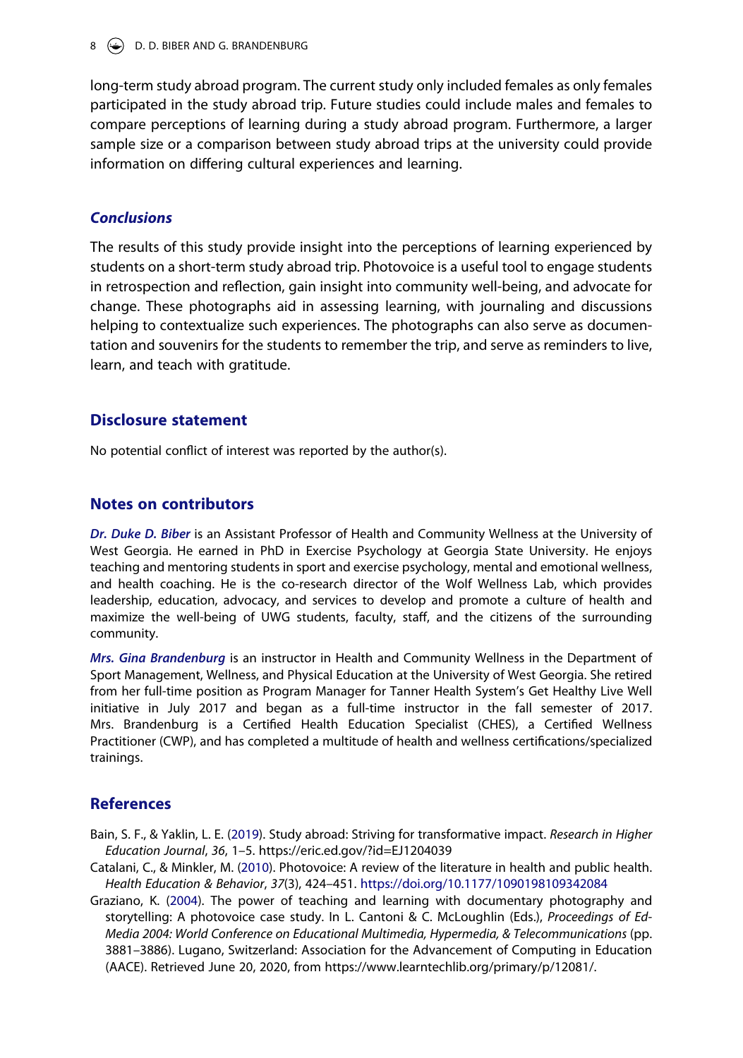long-term study abroad program. The current study only included females as only females participated in the study abroad trip. Future studies could include males and females to compare perceptions of learning during a study abroad program. Furthermore, a larger sample size or a comparison between study abroad trips at the university could provide information on differing cultural experiences and learning.

### Conclusions

The results of this study provide insight into the perceptions of learning experienced by students on a short-term study abroad trip. Photovoice is a useful tool to engage students in retrospection and reflection, gain insight into community well-being, and advocate for change. These photographs aid in assessing learning, with journaling and discussions helping to contextualize such experiences. The photographs can also serve as documentation and souvenirs for the students to remember the trip, and serve as reminders to live, learn, and teach with gratitude.

## Disclosure statement

No potential conflict of interest was reported by the author(s).

## Notes on contributors

***Dr. Duke D. Biber*** is an Assistant Professor of Health and Community Wellness at the University of West Georgia. He earned in PhD in Exercise Psychology at Georgia State University. He enjoys teaching and mentoring students in sport and exercise psychology, mental and emotional wellness, and health coaching. He is the co-research director of the Wolf Wellness Lab, which provides leadership, education, advocacy, and services to develop and promote a culture of health and maximize the well-being of UWG students, faculty, staff, and the citizens of the surrounding community.

***Mrs. Gina Brandenburg*** is an instructor in Health and Community Wellness in the Department of Sport Management, Wellness, and Physical Education at the University of West Georgia. She retired from her full-time position as Program Manager for Tanner Health System's Get Healthy Live Well initiative in July 2017 and began as a full-time instructor in the fall semester of 2017. Mrs. Brandenburg is a Certified Health Education Specialist (CHES), a Certified Wellness Practitioner (CWP), and has completed a multitude of health and wellness certifications/specialized trainings.

## References

Bain, S. F., & Yaklin, L. E. (2019). Study abroad: Striving for transformative impact. *Research in Higher Education Journal*, *36*, 1–5. https://eric.ed.gov/?id=EJ1204039

Catalani, C., & Minkler, M. (2010). Photovoice: A review of the literature in health and public health. *Health Education & Behavior*, *37*(3), 424–451. https://doi.org/10.1177/1090198109342084

Graziano, K. (2004). The power of teaching and learning with documentary photography and storytelling: A photovoice case study. In L. Cantoni & C. McLoughlin (Eds.), *Proceedings of Ed-Media 2004: World Conference on Educational Multimedia, Hypermedia, & Telecommunications* (pp. 3881–3886). Lugano, Switzerland: Association for the Advancement of Computing in Education (AACE). Retrieved June 20, 2020, from https://www.learntechlib.org/primary/p/12081/.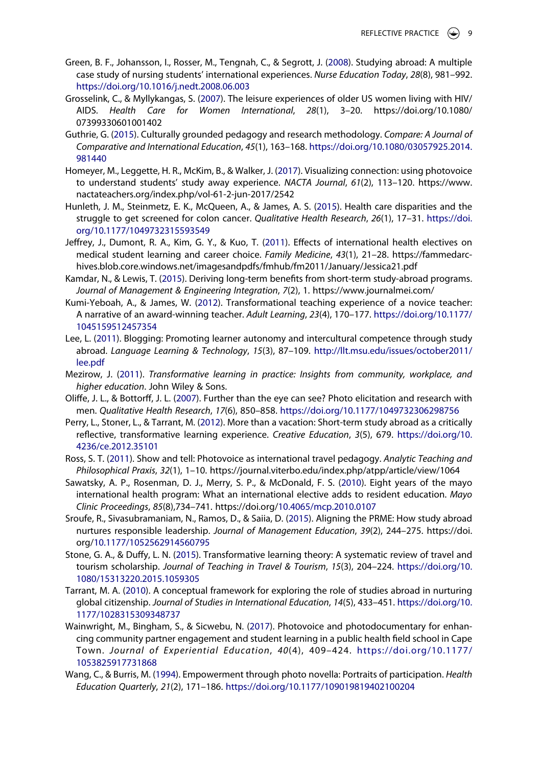Green, B. F., Johansson, I., Rosser, M., Tengnah, C., & Segrott, J. (2008). Studying abroad: A multiple case study of nursing students' international experiences. *Nurse Education Today*, *28*(8), 981–992. https://doi.org/10.1016/j.nedt.2008.06.003

Grosselink, C., & Myllykangas, S. (2007). The leisure experiences of older US women living with HIV/AIDS. *Health Care for Women International*, *28*(1), 3–20. https://doi.org/10.1080/07399330601001402

Guthrie, G. (2015). Culturally grounded pedagogy and research methodology. *Compare: A Journal of Comparative and International Education*, *45*(1), 163–168. https://doi.org/10.1080/03057925.2014.981440

Homeyer, M., Leggette, H. R., McKim, B., & Walker, J. (2017). Visualizing connection: using photovoice to understand students' study away experience. *NACTA Journal*, *61*(2), 113–120. https://www.nactateachers.org/index.php/vol-61-2-jun-2017/2542

Hunleth, J. M., Steinmetz, E. K., McQueen, A., & James, A. S. (2015). Health care disparities and the struggle to get screened for colon cancer. *Qualitative Health Research*, *26*(1), 17–31. https://doi.org/10.1177/1049732315593549

Jeffrey, J., Dumont, R. A., Kim, G. Y., & Kuo, T. (2011). Effects of international health electives on medical student learning and career choice. *Family Medicine*, *43*(1), 21–28. https://fammedarchives.blob.core.windows.net/imagesandpdfs/fmhub/fm2011/January/Jessica21.pdf

Kamdar, N., & Lewis, T. (2015). Deriving long-term benefits from short-term study-abroad programs. *Journal of Management & Engineering Integration*, *7*(2), 1. https://www.journalmei.com/

Kumi-Yeboah, A., & James, W. (2012). Transformational teaching experience of a novice teacher: A narrative of an award-winning teacher. *Adult Learning*, *23*(4), 170–177. https://doi.org/10.1177/1045159512457354

Lee, L. (2011). Blogging: Promoting learner autonomy and intercultural competence through study abroad. *Language Learning & Technology*, *15*(3), 87–109. http://llt.msu.edu/issues/october2011/lee.pdf

Mezirow, J. (2011). *Transformative learning in practice: Insights from community, workplace, and higher education*. John Wiley & Sons.

Oliffe, J. L., & Bottorff, J. L. (2007). Further than the eye can see? Photo elicitation and research with men. *Qualitative Health Research*, *17*(6), 850–858. https://doi.org/10.1177/1049732306298756

Perry, L., Stoner, L., & Tarrant, M. (2012). More than a vacation: Short-term study abroad as a critically reflective, transformative learning experience. *Creative Education*, *3*(5), 679. https://doi.org/10.4236/ce.2012.35101

Ross, S. T. (2011). Show and tell: Photovoice as international travel pedagogy. *Analytic Teaching and Philosophical Praxis*, *32*(1), 1–10. https://journal.viterbo.edu/index.php/atpp/article/view/1064

Sawatsky, A. P., Rosenman, D. J., Merry, S. P., & McDonald, F. S. (2010). Eight years of the mayo international health program: What an international elective adds to resident education. *Mayo Clinic Proceedings*, *85*(8),734–741. https://doi.org/10.4065/mcp.2010.0107

Sroufe, R., Sivasubramaniam, N., Ramos, D., & Saiia, D. (2015). Aligning the PRME: How study abroad nurtures responsible leadership. *Journal of Management Education*, *39*(2), 244–275. https://doi.org/10.1177/1052562914560795

Stone, G. A., & Duffy, L. N. (2015). Transformative learning theory: A systematic review of travel and tourism scholarship. *Journal of Teaching in Travel & Tourism*, *15*(3), 204–224. https://doi.org/10.1080/15313220.2015.1059305

Tarrant, M. A. (2010). A conceptual framework for exploring the role of studies abroad in nurturing global citizenship. *Journal of Studies in International Education*, *14*(5), 433–451. https://doi.org/10.1177/1028315309348737

Wainwright, M., Bingham, S., & Sicwebu, N. (2017). Photovoice and photodocumentary for enhancing community partner engagement and student learning in a public health field school in Cape Town. *Journal of Experiential Education*, *40*(4), 409–424. https://doi.org/10.1177/1053825917731868

Wang, C., & Burris, M. (1994). Empowerment through photo novella: Portraits of participation. *Health Education Quarterly*, *21*(2), 171–186. https://doi.org/10.1177/109019819402100204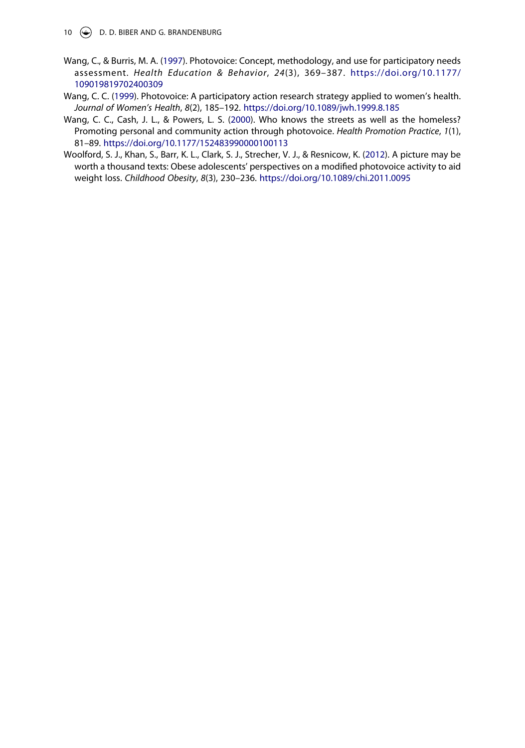Wang, C., & Burris, M. A. (1997). Photovoice: Concept, methodology, and use for participatory needs assessment. *Health Education & Behavior*, *24*(3), 369–387. https://doi.org/10.1177/109019819702400309

Wang, C. C. (1999). Photovoice: A participatory action research strategy applied to women's health. *Journal of Women's Health*, *8*(2), 185–192. https://doi.org/10.1089/jwh.1999.8.185

Wang, C. C., Cash, J. L., & Powers, L. S. (2000). Who knows the streets as well as the homeless? Promoting personal and community action through photovoice. *Health Promotion Practice*, *1*(1), 81–89. https://doi.org/10.1177/152483990000100113

Woolford, S. J., Khan, S., Barr, K. L., Clark, S. J., Strecher, V. J., & Resnicow, K. (2012). A picture may be worth a thousand texts: Obese adolescents' perspectives on a modified photovoice activity to aid weight loss. *Childhood Obesity*, *8*(3), 230–236. https://doi.org/10.1089/chi.2011.0095